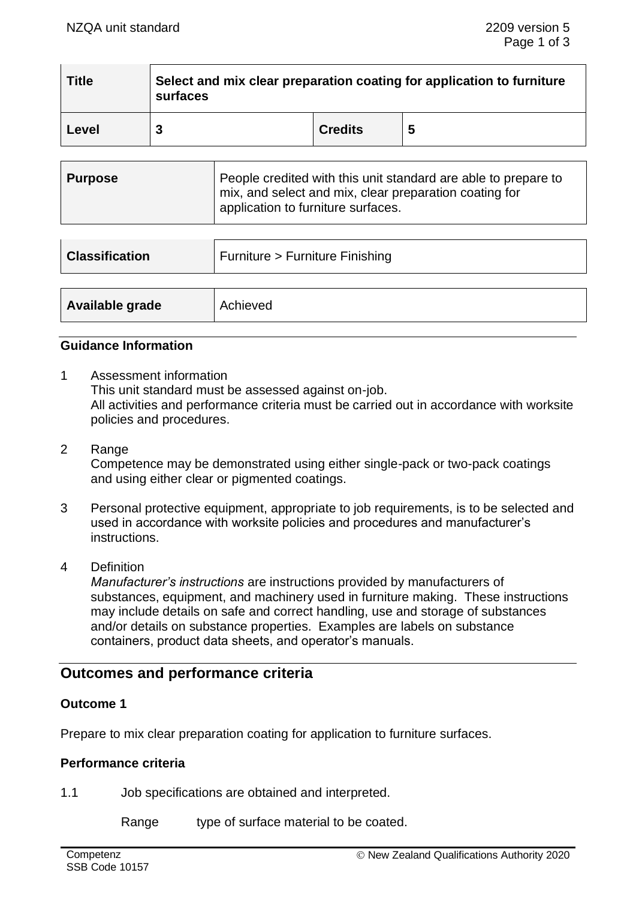| Title | Select and mix clear preparation coating for application to furniture surfaces | | |
|---|---|---|---|
| Level | 3 | Credits | 5 |

| Purpose | People credited with this unit standard are able to prepare to mix, and select and mix, clear preparation coating for application to furniture surfaces. |
|---|---|

| Classification | Furniture > Furniture Finishing |
|---|---|

| Available grade | Achieved |
|---|---|

## Guidance Information

1 Assessment information
This unit standard must be assessed against on-job.
All activities and performance criteria must be carried out in accordance with worksite policies and procedures.

2 Range
Competence may be demonstrated using either single-pack or two-pack coatings and using either clear or pigmented coatings.

3 Personal protective equipment, appropriate to job requirements, is to be selected and used in accordance with worksite policies and procedures and manufacturer's instructions.

4 Definition
*Manufacturer's instructions* are instructions provided by manufacturers of substances, equipment, and machinery used in furniture making. These instructions may include details on safe and correct handling, use and storage of substances and/or details on substance properties. Examples are labels on substance containers, product data sheets, and operator's manuals.

## Outcomes and performance criteria

### Outcome 1

Prepare to mix clear preparation coating for application to furniture surfaces.

### Performance criteria

1.1 Job specifications are obtained and interpreted.

Range type of surface material to be coated.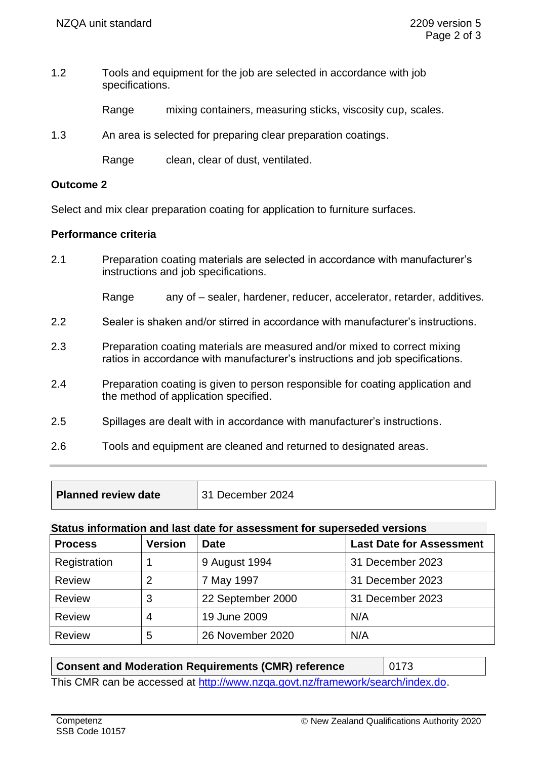1.2 Tools and equipment for the job are selected in accordance with job specifications.

Range mixing containers, measuring sticks, viscosity cup, scales.

1.3 An area is selected for preparing clear preparation coatings.

Range clean, clear of dust, ventilated.

**Outcome 2**

Select and mix clear preparation coating for application to furniture surfaces.

**Performance criteria**

2.1 Preparation coating materials are selected in accordance with manufacturer's instructions and job specifications.

Range any of – sealer, hardener, reducer, accelerator, retarder, additives.

2.2 Sealer is shaken and/or stirred in accordance with manufacturer's instructions.

2.3 Preparation coating materials are measured and/or mixed to correct mixing ratios in accordance with manufacturer's instructions and job specifications.

2.4 Preparation coating is given to person responsible for coating application and the method of application specified.

2.5 Spillages are dealt with in accordance with manufacturer's instructions.

2.6 Tools and equipment are cleaned and returned to designated areas.

| **Planned review date** | 31 December 2024 |
|---|---|

**Status information and last date for assessment for superseded versions**

| Process | Version | Date | Last Date for Assessment |
|---|---|---|---|
| Registration | 1 | 9 August 1994 | 31 December 2023 |
| Review | 2 | 7 May 1997 | 31 December 2023 |
| Review | 3 | 22 September 2000 | 31 December 2023 |
| Review | 4 | 19 June 2009 | N/A |
| Review | 5 | 26 November 2020 | N/A |

| **Consent and Moderation Requirements (CMR) reference** | 0173 |
|---|---|

This CMR can be accessed at http://www.nzqa.govt.nz/framework/search/index.do.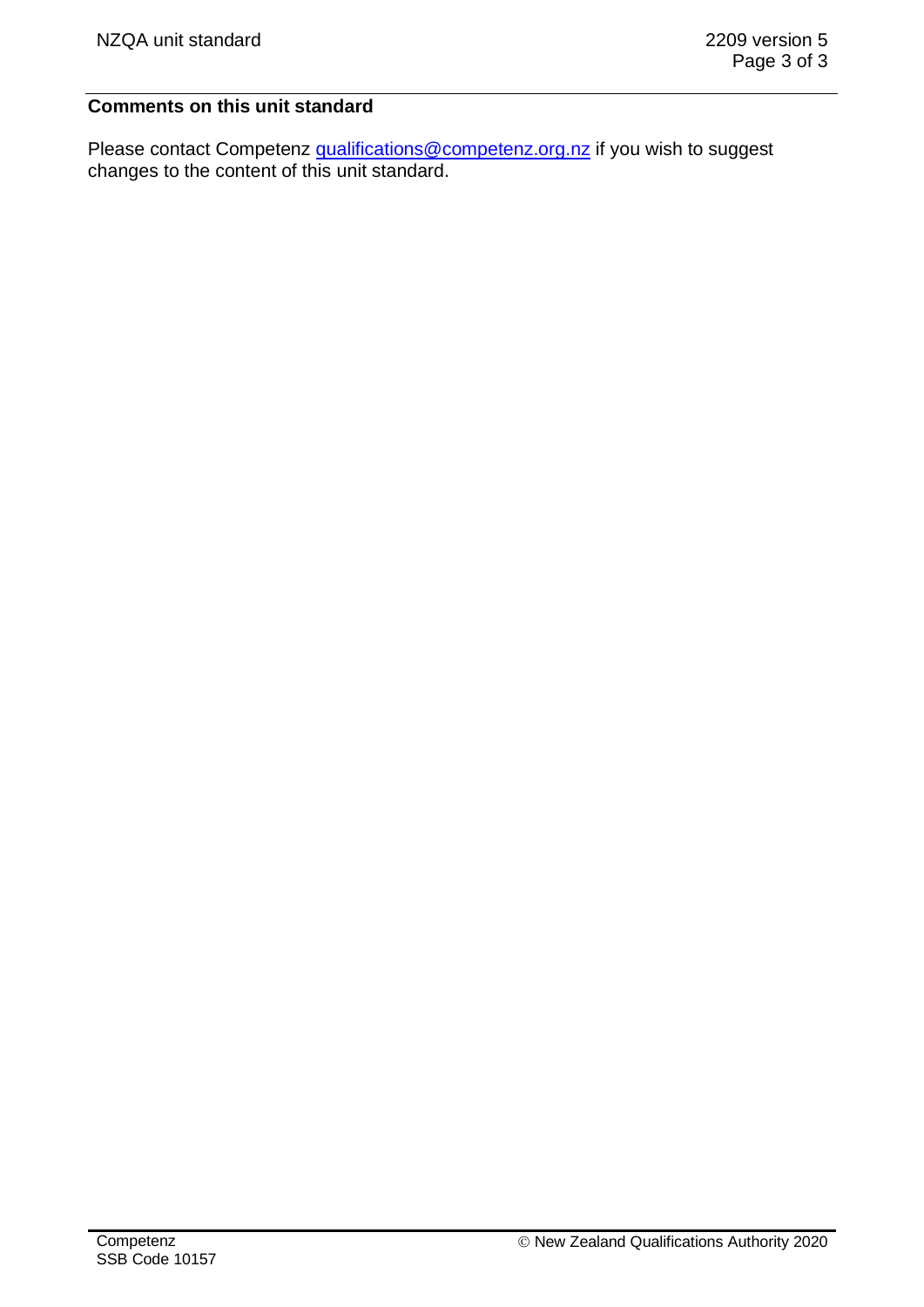## Comments on this unit standard

Please contact Competenz qualifications@competenz.org.nz if you wish to suggest changes to the content of this unit standard.